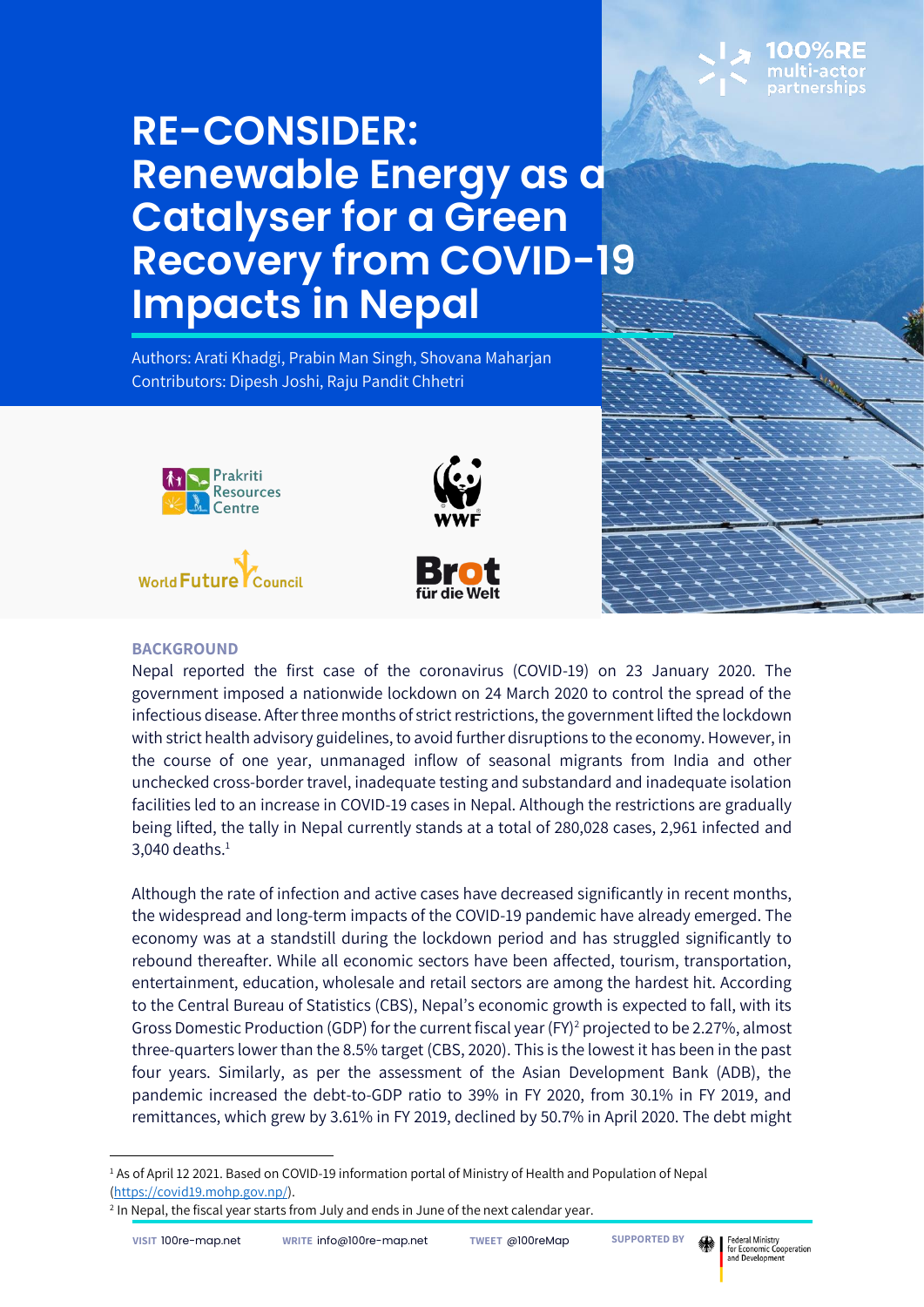# RE-CONSIDER: Renewable Energy as a Catalyser for a Green Recovery from COVID-19 Impacts in Nepal

Authors: Arati Khadgi, Prabin Man Singh, Shovana Maharjan
Contributors: Dipesh Joshi, Raju Pandit Chhetri

## BACKGROUND

Nepal reported the first case of the coronavirus (COVID-19) on 23 January 2020. The government imposed a nationwide lockdown on 24 March 2020 to control the spread of the infectious disease. After three months of strict restrictions, the government lifted the lockdown with strict health advisory guidelines, to avoid further disruptions to the economy. However, in the course of one year, unmanaged inflow of seasonal migrants from India and other unchecked cross-border travel, inadequate testing and substandard and inadequate isolation facilities led to an increase in COVID-19 cases in Nepal. Although the restrictions are gradually being lifted, the tally in Nepal currently stands at a total of 280,028 cases, 2,961 infected and 3,040 deaths.[1]

Although the rate of infection and active cases have decreased significantly in recent months, the widespread and long-term impacts of the COVID-19 pandemic have already emerged. The economy was at a standstill during the lockdown period and has struggled significantly to rebound thereafter. While all economic sectors have been affected, tourism, transportation, entertainment, education, wholesale and retail sectors are among the hardest hit. According to the Central Bureau of Statistics (CBS), Nepal's economic growth is expected to fall, with its Gross Domestic Production (GDP) for the current fiscal year (FY)[2] projected to be 2.27%, almost three-quarters lower than the 8.5% target (CBS, 2020). This is the lowest it has been in the past four years. Similarly, as per the assessment of the Asian Development Bank (ADB), the pandemic increased the debt-to-GDP ratio to 39% in FY 2020, from 30.1% in FY 2019, and remittances, which grew by 3.61% in FY 2019, declined by 50.7% in April 2020. The debt might

[1] As of April 12 2021. Based on COVID-19 information portal of Ministry of Health and Population of Nepal (https://covid19.mohp.gov.np/).

[2] In Nepal, the fiscal year starts from July and ends in June of the next calendar year.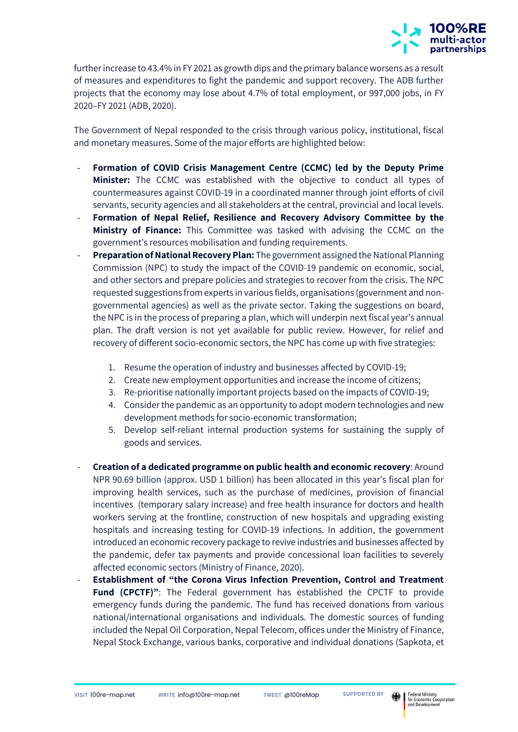further increase to 43.4% in FY 2021 as growth dips and the primary balance worsens as a result of measures and expenditures to fight the pandemic and support recovery. The ADB further projects that the economy may lose about 4.7% of total employment, or 997,000 jobs, in FY 2020–FY 2021 (ADB, 2020).

The Government of Nepal responded to the crisis through various policy, institutional, fiscal and monetary measures. Some of the major efforts are highlighted below:

- **Formation of COVID Crisis Management Centre (CCMC) led by the Deputy Prime Minister:** The CCMC was established with the objective to conduct all types of countermeasures against COVID-19 in a coordinated manner through joint efforts of civil servants, security agencies and all stakeholders at the central, provincial and local levels.
- **Formation of Nepal Relief, Resilience and Recovery Advisory Committee by the Ministry of Finance:** This Committee was tasked with advising the CCMC on the government's resources mobilisation and funding requirements.
- **Preparation of National Recovery Plan:** The government assigned the National Planning Commission (NPC) to study the impact of the COVID-19 pandemic on economic, social, and other sectors and prepare policies and strategies to recover from the crisis. The NPC requested suggestions from experts in various fields, organisations (government and non-governmental agencies) as well as the private sector. Taking the suggestions on board, the NPC is in the process of preparing a plan, which will underpin next fiscal year's annual plan. The draft version is not yet available for public review. However, for relief and recovery of different socio-economic sectors, the NPC has come up with five strategies:

    1. Resume the operation of industry and businesses affected by COVID-19;
    2. Create new employment opportunities and increase the income of citizens;
    3. Re-prioritise nationally important projects based on the impacts of COVID-19;
    4. Consider the pandemic as an opportunity to adopt modern technologies and new development methods for socio-economic transformation;
    5. Develop self-reliant internal production systems for sustaining the supply of goods and services.

- **Creation of a dedicated programme on public health and economic recovery**: Around NPR 90.69 billion (approx. USD 1 billion) has been allocated in this year's fiscal plan for improving health services, such as the purchase of medicines, provision of financial incentives (temporary salary increase) and free health insurance for doctors and health workers serving at the frontline, construction of new hospitals and upgrading existing hospitals and increasing testing for COVID-19 infections. In addition, the government introduced an economic recovery package to revive industries and businesses affected by the pandemic, defer tax payments and provide concessional loan facilities to severely affected economic sectors (Ministry of Finance, 2020).
- **Establishment of "the Corona Virus Infection Prevention, Control and Treatment Fund (CPCTF)"**: The Federal government has established the CPCTF to provide emergency funds during the pandemic. The fund has received donations from various national/international organisations and individuals. The domestic sources of funding included the Nepal Oil Corporation, Nepal Telecom, offices under the Ministry of Finance, Nepal Stock Exchange, various banks, corporative and individual donations (Sapkota, et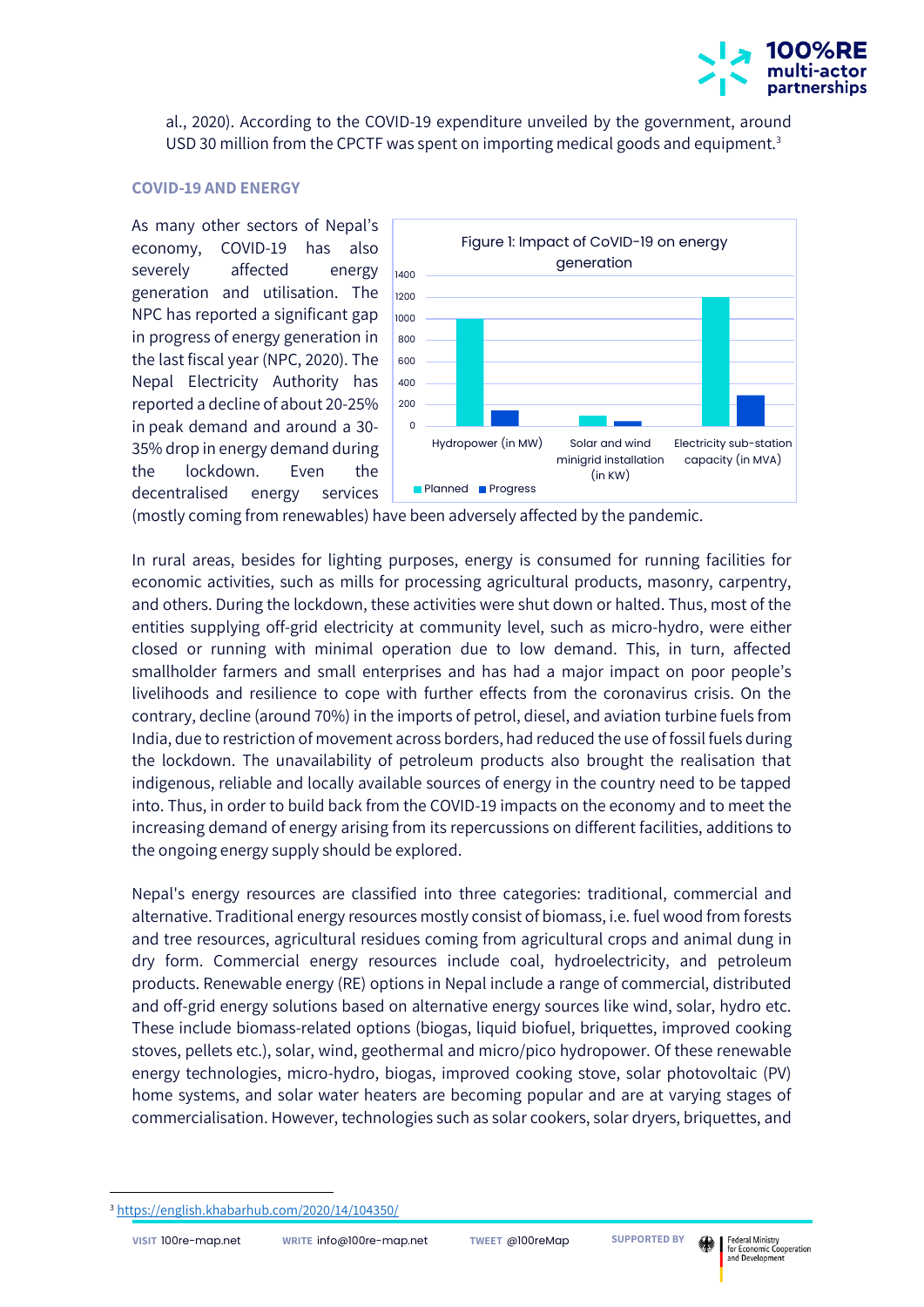al., 2020). According to the COVID-19 expenditure unveiled by the government, around USD 30 million from the CPCTF was spent on importing medical goods and equipment.[3]

### COVID-19 AND ENERGY

As many other sectors of Nepal's economy, COVID-19 has also severely affected energy generation and utilisation. The NPC has reported a significant gap in progress of energy generation in the last fiscal year (NPC, 2020). The Nepal Electricity Authority has reported a decline of about 20-25% in peak demand and around a 30-35% drop in energy demand during the lockdown. Even the decentralised energy services (mostly coming from renewables) have been adversely affected by the pandemic.

Figure 1: Impact of CoVID-19 on energy generation

In rural areas, besides for lighting purposes, energy is consumed for running facilities for economic activities, such as mills for processing agricultural products, masonry, carpentry, and others. During the lockdown, these activities were shut down or halted. Thus, most of the entities supplying off-grid electricity at community level, such as micro-hydro, were either closed or running with minimal operation due to low demand. This, in turn, affected smallholder farmers and small enterprises and has had a major impact on poor people's livelihoods and resilience to cope with further effects from the coronavirus crisis. On the contrary, decline (around 70%) in the imports of petrol, diesel, and aviation turbine fuels from India, due to restriction of movement across borders, had reduced the use of fossil fuels during the lockdown. The unavailability of petroleum products also brought the realisation that indigenous, reliable and locally available sources of energy in the country need to be tapped into. Thus, in order to build back from the COVID-19 impacts on the economy and to meet the increasing demand of energy arising from its repercussions on different facilities, additions to the ongoing energy supply should be explored.

Nepal's energy resources are classified into three categories: traditional, commercial and alternative. Traditional energy resources mostly consist of biomass, i.e. fuel wood from forests and tree resources, agricultural residues coming from agricultural crops and animal dung in dry form. Commercial energy resources include coal, hydroelectricity, and petroleum products. Renewable energy (RE) options in Nepal include a range of commercial, distributed and off-grid energy solutions based on alternative energy sources like wind, solar, hydro etc. These include biomass-related options (biogas, liquid biofuel, briquettes, improved cooking stoves, pellets etc.), solar, wind, geothermal and micro/pico hydropower. Of these renewable energy technologies, micro-hydro, biogas, improved cooking stove, solar photovoltaic (PV) home systems, and solar water heaters are becoming popular and are at varying stages of commercialisation. However, technologies such as solar cookers, solar dryers, briquettes, and

[3] https://english.khabarhub.com/2020/14/104350/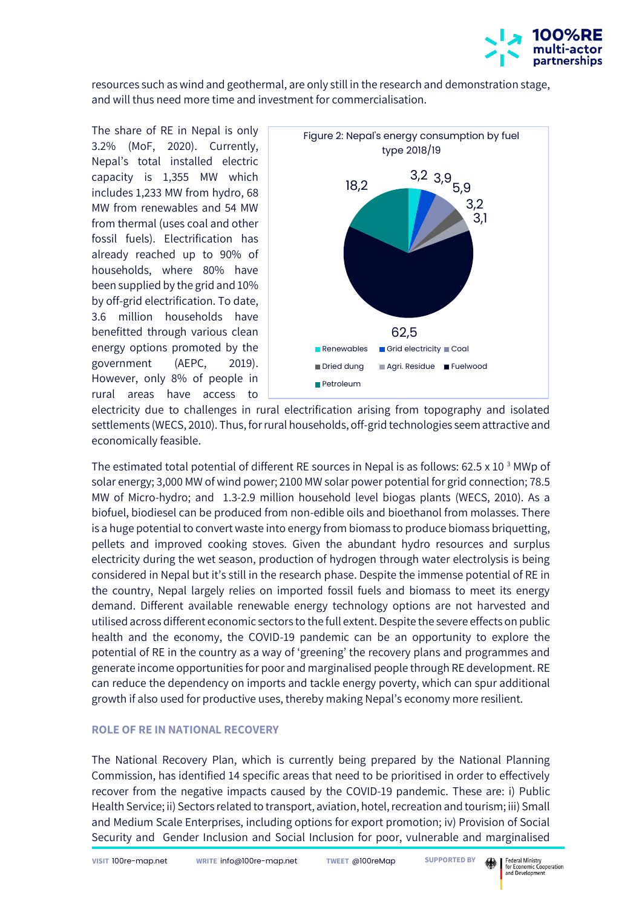resources such as wind and geothermal, are only still in the research and demonstration stage, and will thus need more time and investment for commercialisation.

The share of RE in Nepal is only 3.2% (MoF, 2020). Currently, Nepal's total installed electric capacity is 1,355 MW which includes 1,233 MW from hydro, 68 MW from renewables and 54 MW from thermal (uses coal and other fossil fuels). Electrification has already reached up to 90% of households, where 80% have been supplied by the grid and 10% by off-grid electrification. To date, 3.6 million households have benefitted through various clean energy options promoted by the government (AEPC, 2019). However, only 8% of people in rural areas have access to electricity due to challenges in rural electrification arising from topography and isolated settlements (WECS, 2010). Thus, for rural households, off-grid technologies seem attractive and economically feasible.

Figure 2: Nepal's energy consumption by fuel type 2018/19

| Fuel type | Share |
|---|---|
| Renewables | 3,2 |
| Grid electricity | 3,9 |
| Coal | 5,9 |
| Dried dung | 3,2 |
| Agri. Residue | 3,1 |
| Fuelwood | 62,5 |
| Petroleum | 18,2 |

The estimated total potential of different RE sources in Nepal is as follows: 62.5 x 10 $^{3}$ MWp of solar energy; 3,000 MW of wind power; 2100 MW solar power potential for grid connection; 78.5 MW of Micro-hydro; and 1.3-2.9 million household level biogas plants (WECS, 2010). As a biofuel, biodiesel can be produced from non-edible oils and bioethanol from molasses. There is a huge potential to convert waste into energy from biomass to produce biomass briquetting, pellets and improved cooking stoves. Given the abundant hydro resources and surplus electricity during the wet season, production of hydrogen through water electrolysis is being considered in Nepal but it's still in the research phase. Despite the immense potential of RE in the country, Nepal largely relies on imported fossil fuels and biomass to meet its energy demand. Different available renewable energy technology options are not harvested and utilised across different economic sectors to the full extent. Despite the severe effects on public health and the economy, the COVID-19 pandemic can be an opportunity to explore the potential of RE in the country as a way of 'greening' the recovery plans and programmes and generate income opportunities for poor and marginalised people through RE development. RE can reduce the dependency on imports and tackle energy poverty, which can spur additional growth if also used for productive uses, thereby making Nepal's economy more resilient.

## ROLE OF RE IN NATIONAL RECOVERY

The National Recovery Plan, which is currently being prepared by the National Planning Commission, has identified 14 specific areas that need to be prioritised in order to effectively recover from the negative impacts caused by the COVID-19 pandemic. These are: i) Public Health Service; ii) Sectors related to transport, aviation, hotel, recreation and tourism; iii) Small and Medium Scale Enterprises, including options for export promotion; iv) Provision of Social Security and Gender Inclusion and Social Inclusion for poor, vulnerable and marginalised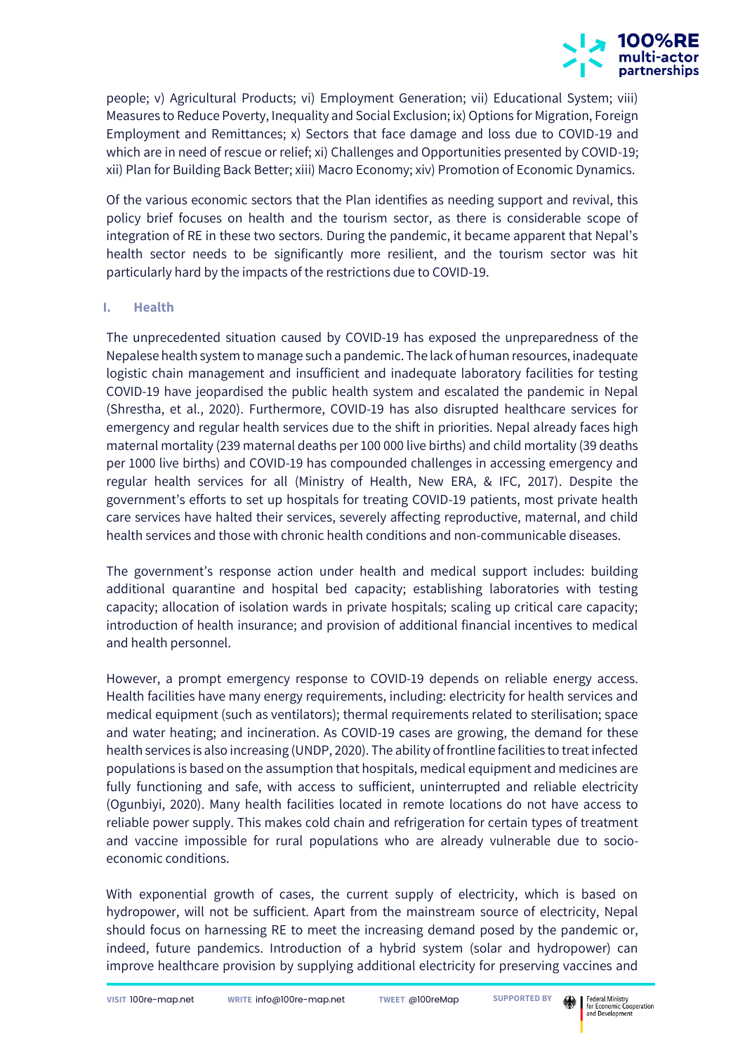people; v) Agricultural Products; vi) Employment Generation; vii) Educational System; viii) Measures to Reduce Poverty, Inequality and Social Exclusion; ix) Options for Migration, Foreign Employment and Remittances; x) Sectors that face damage and loss due to COVID-19 and which are in need of rescue or relief; xi) Challenges and Opportunities presented by COVID-19; xii) Plan for Building Back Better; xiii) Macro Economy; xiv) Promotion of Economic Dynamics.

Of the various economic sectors that the Plan identifies as needing support and revival, this policy brief focuses on health and the tourism sector, as there is considerable scope of integration of RE in these two sectors. During the pandemic, it became apparent that Nepal's health sector needs to be significantly more resilient, and the tourism sector was hit particularly hard by the impacts of the restrictions due to COVID-19.

### I. Health

The unprecedented situation caused by COVID-19 has exposed the unpreparedness of the Nepalese health system to manage such a pandemic. The lack of human resources, inadequate logistic chain management and insufficient and inadequate laboratory facilities for testing COVID-19 have jeopardised the public health system and escalated the pandemic in Nepal (Shrestha, et al., 2020). Furthermore, COVID-19 has also disrupted healthcare services for emergency and regular health services due to the shift in priorities. Nepal already faces high maternal mortality (239 maternal deaths per 100 000 live births) and child mortality (39 deaths per 1000 live births) and COVID-19 has compounded challenges in accessing emergency and regular health services for all (Ministry of Health, New ERA, & IFC, 2017). Despite the government's efforts to set up hospitals for treating COVID-19 patients, most private health care services have halted their services, severely affecting reproductive, maternal, and child health services and those with chronic health conditions and non-communicable diseases.

The government's response action under health and medical support includes: building additional quarantine and hospital bed capacity; establishing laboratories with testing capacity; allocation of isolation wards in private hospitals; scaling up critical care capacity; introduction of health insurance; and provision of additional financial incentives to medical and health personnel.

However, a prompt emergency response to COVID-19 depends on reliable energy access. Health facilities have many energy requirements, including: electricity for health services and medical equipment (such as ventilators); thermal requirements related to sterilisation; space and water heating; and incineration. As COVID-19 cases are growing, the demand for these health services is also increasing (UNDP, 2020). The ability of frontline facilities to treat infected populations is based on the assumption that hospitals, medical equipment and medicines are fully functioning and safe, with access to sufficient, uninterrupted and reliable electricity (Ogunbiyi, 2020). Many health facilities located in remote locations do not have access to reliable power supply. This makes cold chain and refrigeration for certain types of treatment and vaccine impossible for rural populations who are already vulnerable due to socio-economic conditions.

With exponential growth of cases, the current supply of electricity, which is based on hydropower, will not be sufficient. Apart from the mainstream source of electricity, Nepal should focus on harnessing RE to meet the increasing demand posed by the pandemic or, indeed, future pandemics. Introduction of a hybrid system (solar and hydropower) can improve healthcare provision by supplying additional electricity for preserving vaccines and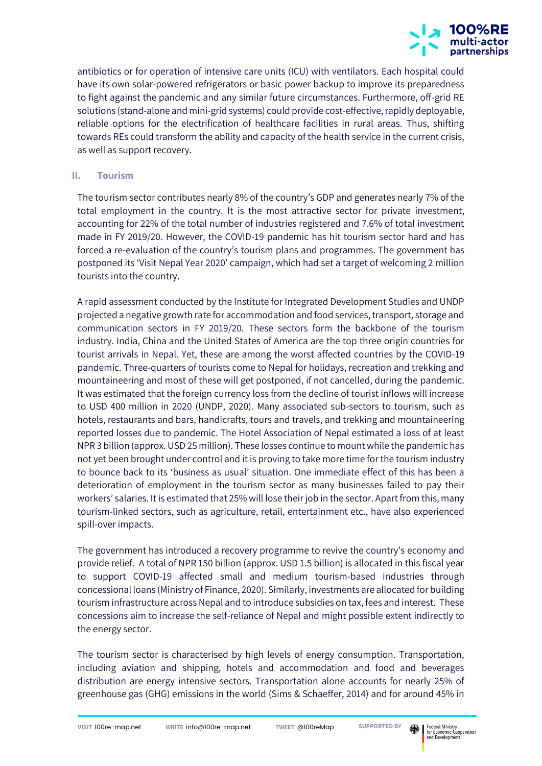antibiotics or for operation of intensive care units (ICU) with ventilators. Each hospital could have its own solar-powered refrigerators or basic power backup to improve its preparedness to fight against the pandemic and any similar future circumstances. Furthermore, off-grid RE solutions (stand-alone and mini-grid systems) could provide cost-effective, rapidly deployable, reliable options for the electrification of healthcare facilities in rural areas. Thus, shifting towards REs could transform the ability and capacity of the health service in the current crisis, as well as support recovery.

### II. Tourism

The tourism sector contributes nearly 8% of the country's GDP and generates nearly 7% of the total employment in the country. It is the most attractive sector for private investment, accounting for 22% of the total number of industries registered and 7.6% of total investment made in FY 2019/20. However, the COVID-19 pandemic has hit tourism sector hard and has forced a re-evaluation of the country's tourism plans and programmes. The government has postponed its 'Visit Nepal Year 2020' campaign, which had set a target of welcoming 2 million tourists into the country.

A rapid assessment conducted by the Institute for Integrated Development Studies and UNDP projected a negative growth rate for accommodation and food services, transport, storage and communication sectors in FY 2019/20. These sectors form the backbone of the tourism industry. India, China and the United States of America are the top three origin countries for tourist arrivals in Nepal. Yet, these are among the worst affected countries by the COVID-19 pandemic. Three-quarters of tourists come to Nepal for holidays, recreation and trekking and mountaineering and most of these will get postponed, if not cancelled, during the pandemic. It was estimated that the foreign currency loss from the decline of tourist inflows will increase to USD 400 million in 2020 (UNDP, 2020). Many associated sub-sectors to tourism, such as hotels, restaurants and bars, handicrafts, tours and travels, and trekking and mountaineering reported losses due to pandemic. The Hotel Association of Nepal estimated a loss of at least NPR 3 billion (approx. USD 25 million). These losses continue to mount while the pandemic has not yet been brought under control and it is proving to take more time for the tourism industry to bounce back to its 'business as usual' situation. One immediate effect of this has been a deterioration of employment in the tourism sector as many businesses failed to pay their workers' salaries. It is estimated that 25% will lose their job in the sector. Apart from this, many tourism-linked sectors, such as agriculture, retail, entertainment etc., have also experienced spill-over impacts.

The government has introduced a recovery programme to revive the country's economy and provide relief. A total of NPR 150 billion (approx. USD 1.5 billion) is allocated in this fiscal year to support COVID-19 affected small and medium tourism-based industries through concessional loans (Ministry of Finance, 2020). Similarly, investments are allocated for building tourism infrastructure across Nepal and to introduce subsidies on tax, fees and interest. These concessions aim to increase the self-reliance of Nepal and might possible extent indirectly to the energy sector.

The tourism sector is characterised by high levels of energy consumption. Transportation, including aviation and shipping, hotels and accommodation and food and beverages distribution are energy intensive sectors. Transportation alone accounts for nearly 25% of greenhouse gas (GHG) emissions in the world (Sims & Schaeffer, 2014) and for around 45% in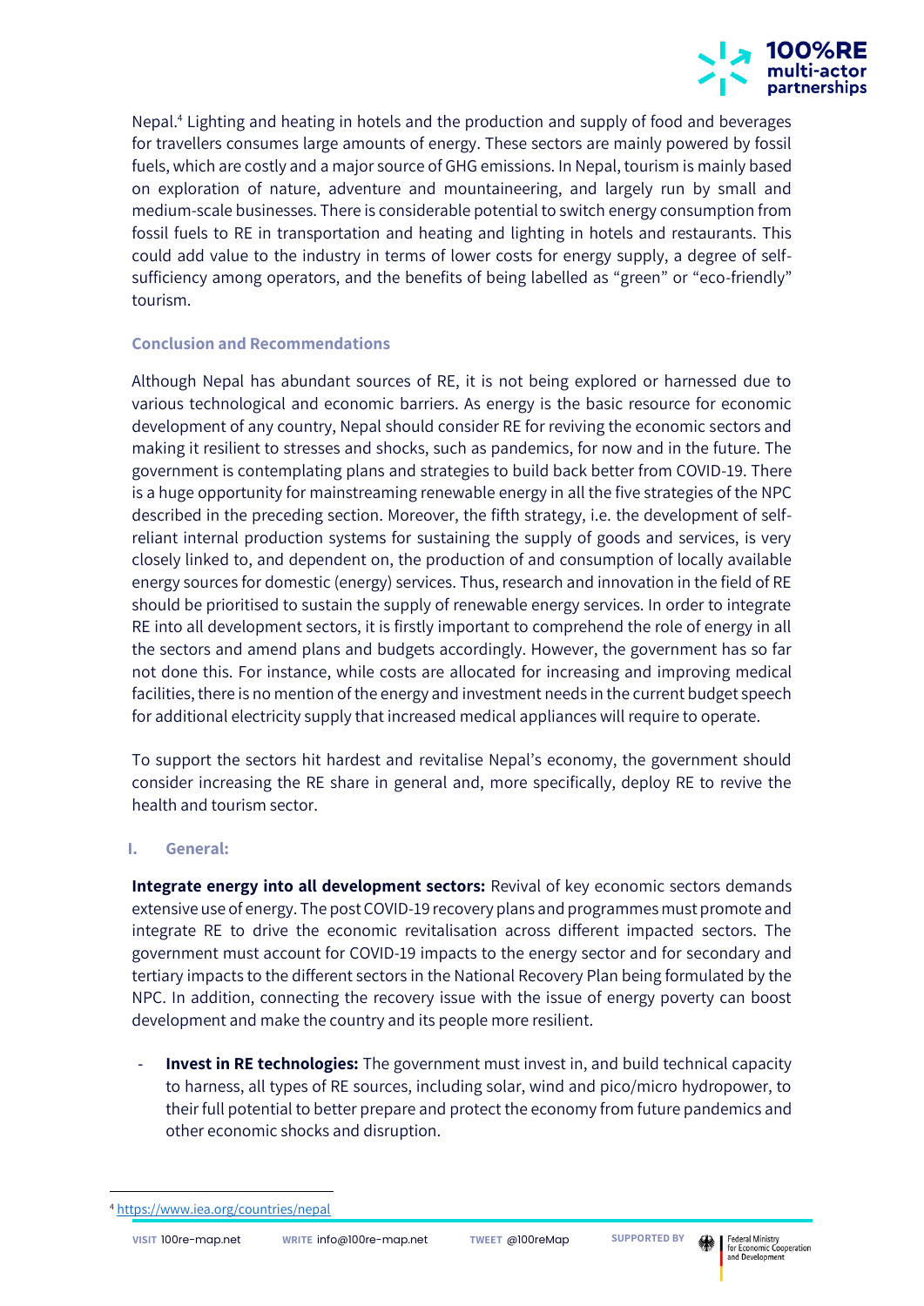Nepal.[4] Lighting and heating in hotels and the production and supply of food and beverages for travellers consumes large amounts of energy. These sectors are mainly powered by fossil fuels, which are costly and a major source of GHG emissions. In Nepal, tourism is mainly based on exploration of nature, adventure and mountaineering, and largely run by small and medium-scale businesses. There is considerable potential to switch energy consumption from fossil fuels to RE in transportation and heating and lighting in hotels and restaurants. This could add value to the industry in terms of lower costs for energy supply, a degree of self-sufficiency among operators, and the benefits of being labelled as "green" or "eco-friendly" tourism.

### Conclusion and Recommendations

Although Nepal has abundant sources of RE, it is not being explored or harnessed due to various technological and economic barriers. As energy is the basic resource for economic development of any country, Nepal should consider RE for reviving the economic sectors and making it resilient to stresses and shocks, such as pandemics, for now and in the future. The government is contemplating plans and strategies to build back better from COVID-19. There is a huge opportunity for mainstreaming renewable energy in all the five strategies of the NPC described in the preceding section. Moreover, the fifth strategy, i.e. the development of self-reliant internal production systems for sustaining the supply of goods and services, is very closely linked to, and dependent on, the production of and consumption of locally available energy sources for domestic (energy) services. Thus, research and innovation in the field of RE should be prioritised to sustain the supply of renewable energy services. In order to integrate RE into all development sectors, it is firstly important to comprehend the role of energy in all the sectors and amend plans and budgets accordingly. However, the government has so far not done this. For instance, while costs are allocated for increasing and improving medical facilities, there is no mention of the energy and investment needs in the current budget speech for additional electricity supply that increased medical appliances will require to operate.

To support the sectors hit hardest and revitalise Nepal's economy, the government should consider increasing the RE share in general and, more specifically, deploy RE to revive the health and tourism sector.

#### I. General:

**Integrate energy into all development sectors:** Revival of key economic sectors demands extensive use of energy. The post COVID-19 recovery plans and programmes must promote and integrate RE to drive the economic revitalisation across different impacted sectors. The government must account for COVID-19 impacts to the energy sector and for secondary and tertiary impacts to the different sectors in the National Recovery Plan being formulated by the NPC. In addition, connecting the recovery issue with the issue of energy poverty can boost development and make the country and its people more resilient.

- **Invest in RE technologies:** The government must invest in, and build technical capacity to harness, all types of RE sources, including solar, wind and pico/micro hydropower, to their full potential to better prepare and protect the economy from future pandemics and other economic shocks and disruption.

[4] https://www.iea.org/countries/nepal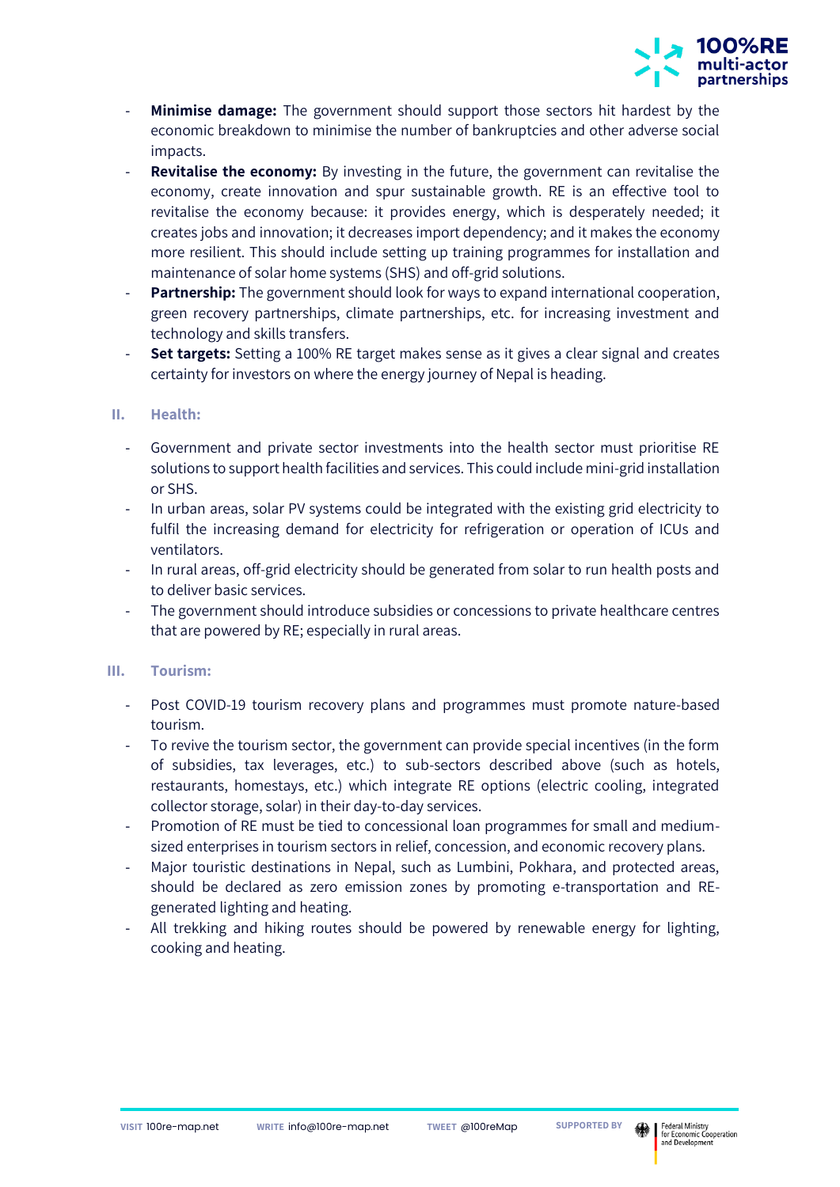- **Minimise damage:** The government should support those sectors hit hardest by the economic breakdown to minimise the number of bankruptcies and other adverse social impacts.
- **Revitalise the economy:** By investing in the future, the government can revitalise the economy, create innovation and spur sustainable growth. RE is an effective tool to revitalise the economy because: it provides energy, which is desperately needed; it creates jobs and innovation; it decreases import dependency; and it makes the economy more resilient. This should include setting up training programmes for installation and maintenance of solar home systems (SHS) and off-grid solutions.
- **Partnership:** The government should look for ways to expand international cooperation, green recovery partnerships, climate partnerships, etc. for increasing investment and technology and skills transfers.
- **Set targets:** Setting a 100% RE target makes sense as it gives a clear signal and creates certainty for investors on where the energy journey of Nepal is heading.

## II. Health:

- Government and private sector investments into the health sector must prioritise RE solutions to support health facilities and services. This could include mini-grid installation or SHS.
- In urban areas, solar PV systems could be integrated with the existing grid electricity to fulfil the increasing demand for electricity for refrigeration or operation of ICUs and ventilators.
- In rural areas, off-grid electricity should be generated from solar to run health posts and to deliver basic services.
- The government should introduce subsidies or concessions to private healthcare centres that are powered by RE; especially in rural areas.

## III. Tourism:

- Post COVID-19 tourism recovery plans and programmes must promote nature-based tourism.
- To revive the tourism sector, the government can provide special incentives (in the form of subsidies, tax leverages, etc.) to sub-sectors described above (such as hotels, restaurants, homestays, etc.) which integrate RE options (electric cooling, integrated collector storage, solar) in their day-to-day services.
- Promotion of RE must be tied to concessional loan programmes for small and medium-sized enterprises in tourism sectors in relief, concession, and economic recovery plans.
- Major touristic destinations in Nepal, such as Lumbini, Pokhara, and protected areas, should be declared as zero emission zones by promoting e-transportation and RE-generated lighting and heating.
- All trekking and hiking routes should be powered by renewable energy for lighting, cooking and heating.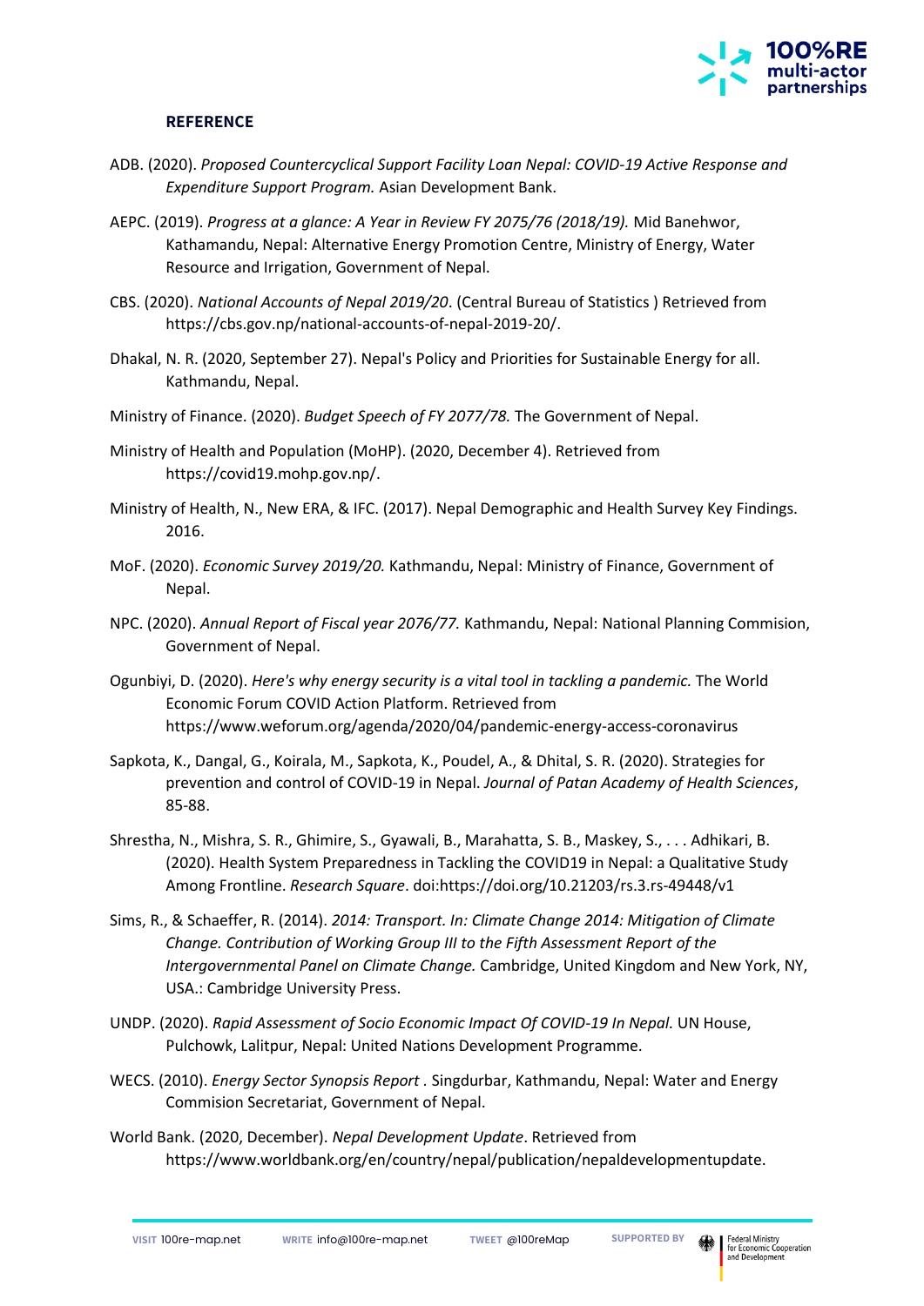**REFERENCE**

ADB. (2020). *Proposed Countercyclical Support Facility Loan Nepal: COVID-19 Active Response and Expenditure Support Program.* Asian Development Bank.

AEPC. (2019). *Progress at a glance: A Year in Review FY 2075/76 (2018/19).* Mid Banehwor, Kathamandu, Nepal: Alternative Energy Promotion Centre, Ministry of Energy, Water Resource and Irrigation, Government of Nepal.

CBS. (2020). *National Accounts of Nepal 2019/20*. (Central Bureau of Statistics ) Retrieved from https://cbs.gov.np/national-accounts-of-nepal-2019-20/.

Dhakal, N. R. (2020, September 27). Nepal's Policy and Priorities for Sustainable Energy for all. Kathmandu, Nepal.

Ministry of Finance. (2020). *Budget Speech of FY 2077/78.* The Government of Nepal.

Ministry of Health and Population (MoHP). (2020, December 4). Retrieved from https://covid19.mohp.gov.np/.

Ministry of Health, N., New ERA, & IFC. (2017). Nepal Demographic and Health Survey Key Findings. 2016.

MoF. (2020). *Economic Survey 2019/20.* Kathmandu, Nepal: Ministry of Finance, Government of Nepal.

NPC. (2020). *Annual Report of Fiscal year 2076/77.* Kathmandu, Nepal: National Planning Commision, Government of Nepal.

Ogunbiyi, D. (2020). *Here's why energy security is a vital tool in tackling a pandemic.* The World Economic Forum COVID Action Platform. Retrieved from https://www.weforum.org/agenda/2020/04/pandemic-energy-access-coronavirus

Sapkota, K., Dangal, G., Koirala, M., Sapkota, K., Poudel, A., & Dhital, S. R. (2020). Strategies for prevention and control of COVID-19 in Nepal. *Journal of Patan Academy of Health Sciences*, 85-88.

Shrestha, N., Mishra, S. R., Ghimire, S., Gyawali, B., Marahatta, S. B., Maskey, S., . . . Adhikari, B. (2020). Health System Preparedness in Tackling the COVID19 in Nepal: a Qualitative Study Among Frontline. *Research Square*. doi:https://doi.org/10.21203/rs.3.rs-49448/v1

Sims, R., & Schaeffer, R. (2014). *2014: Transport. In: Climate Change 2014: Mitigation of Climate Change. Contribution of Working Group III to the Fifth Assessment Report of the Intergovernmental Panel on Climate Change.* Cambridge, United Kingdom and New York, NY, USA.: Cambridge University Press.

UNDP. (2020). *Rapid Assessment of Socio Economic Impact Of COVID-19 In Nepal.* UN House, Pulchowk, Lalitpur, Nepal: United Nations Development Programme.

WECS. (2010). *Energy Sector Synopsis Report .* Singdurbar, Kathmandu, Nepal: Water and Energy Commision Secretariat, Government of Nepal.

World Bank. (2020, December). *Nepal Development Update*. Retrieved from https://www.worldbank.org/en/country/nepal/publication/nepaldevelopmentupdate.